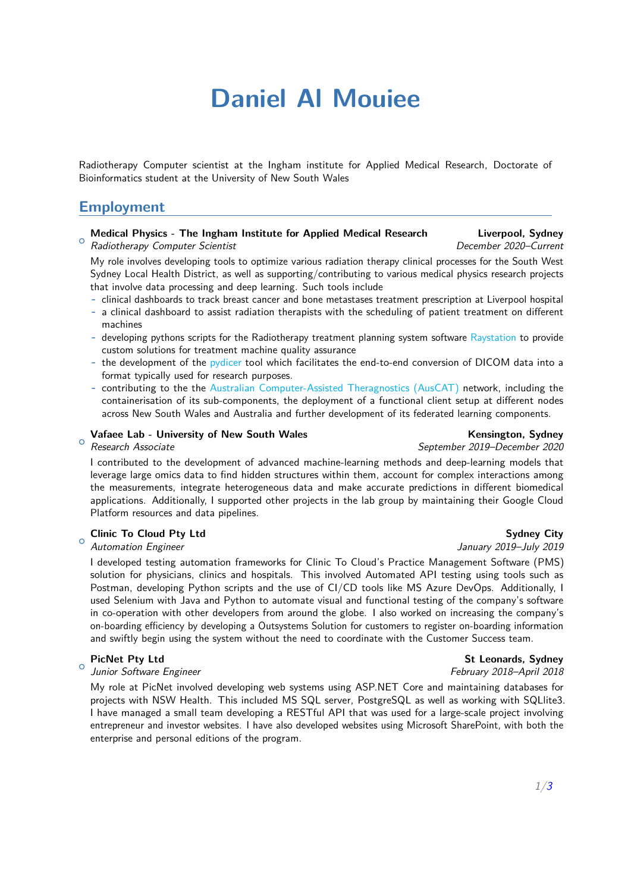# Daniel Al Mouiee

Radiotherapy Computer scientist at the Ingham institute for Applied Medical Research, Doctorate of Bioinformatics student at the University of New South Wales

## Employment

**Medical Physics - The Ingham Institute for Applied Medical Research** — **Liverpool, Sydney**
*Radiotherapy Computer Scientist* — *December 2020–Current*

My role involves developing tools to optimize various radiation therapy clinical processes for the South West Sydney Local Health District, as well as supporting/contributing to various medical physics research projects that involve data processing and deep learning. Such tools include

- clinical dashboards to track breast cancer and bone metastases treatment prescription at Liverpool hospital
- a clinical dashboard to assist radiation therapists with the scheduling of patient treatment on different machines
- developing pythons scripts for the Radiotherapy treatment planning system software Raystation to provide custom solutions for treatment machine quality assurance
- the development of the pydicer tool which facilitates the end-to-end conversion of DICOM data into a format typically used for research purposes.
- contributing to the the Australian Computer-Assisted Theragnostics (AusCAT) network, including the containerisation of its sub-components, the deployment of a functional client setup at different nodes across New South Wales and Australia and further development of its federated learning components.

**Vafaee Lab - University of New South Wales** — **Kensington, Sydney**
*Research Associate* — *September 2019–December 2020*

I contributed to the development of advanced machine-learning methods and deep-learning models that leverage large omics data to find hidden structures within them, account for complex interactions among the measurements, integrate heterogeneous data and make accurate predictions in different biomedical applications. Additionally, I supported other projects in the lab group by maintaining their Google Cloud Platform resources and data pipelines.

**Clinic To Cloud Pty Ltd** — **Sydney City**
*Automation Engineer* — *January 2019–July 2019*

I developed testing automation frameworks for Clinic To Cloud's Practice Management Software (PMS) solution for physicians, clinics and hospitals. This involved Automated API testing using tools such as Postman, developing Python scripts and the use of CI/CD tools like MS Azure DevOps. Additionally, I used Selenium with Java and Python to automate visual and functional testing of the company's software in co-operation with other developers from around the globe. I also worked on increasing the company's on-boarding efficiency by developing a Outsystems Solution for customers to register on-boarding information and swiftly begin using the system without the need to coordinate with the Customer Success team.

**PicNet Pty Ltd** — **St Leonards, Sydney**
*Junior Software Engineer* — *February 2018–April 2018*

My role at PicNet involved developing web systems using ASP.NET Core and maintaining databases for projects with NSW Health. This included MS SQL server, PostgreSQL as well as working with SQLlite3. I have managed a small team developing a RESTful API that was used for a large-scale project involving entrepreneur and investor websites. I have also developed websites using Microsoft SharePoint, with both the enterprise and personal editions of the program.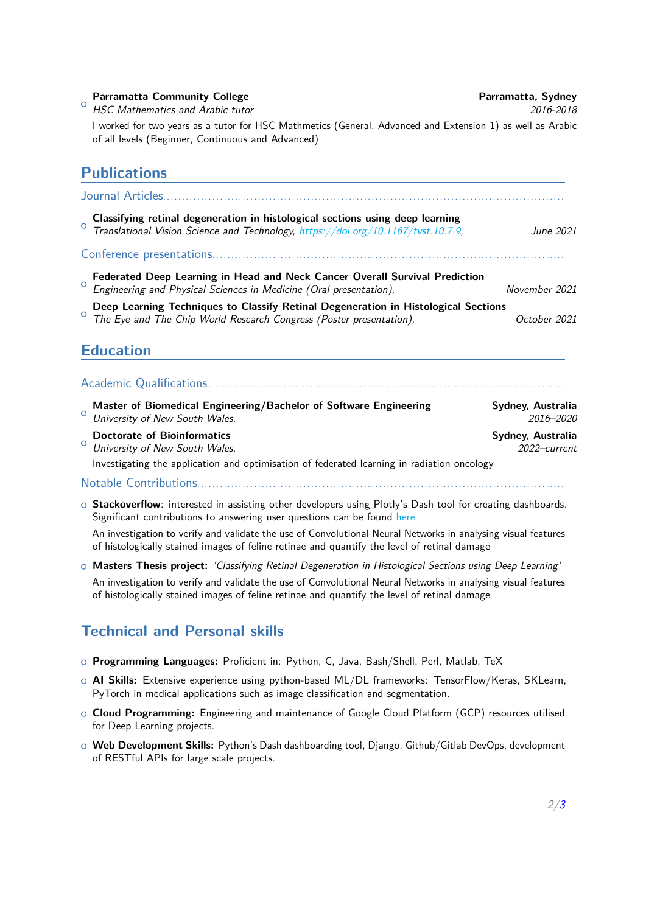- **Parramatta Community College** — **Parramatta, Sydney**
  *HSC Mathematics and Arabic tutor* — *2016-2018*

  I worked for two years as a tutor for HSC Mathmetics (General, Advanced and Extension 1) as well as Arabic of all levels (Beginner, Continuous and Advanced)

## Publications

### Journal Articles

- **Classifying retinal degeneration in histological sections using deep learning**
  *Translational Vision Science and Technology, https://doi.org/10.1167/tvst.10.7.9,* — *June 2021*

### Conference presentations

- **Federated Deep Learning in Head and Neck Cancer Overall Survival Prediction**
  *Engineering and Physical Sciences in Medicine (Oral presentation),* — *November 2021*
- **Deep Learning Techniques to Classify Retinal Degeneration in Histological Sections**
  *The Eye and The Chip World Research Congress (Poster presentation),* — *October 2021*

## Education

### Academic Qualifications

- **Master of Biomedical Engineering/Bachelor of Software Engineering** — **Sydney, Australia**
  *University of New South Wales,* — *2016–2020*
- **Doctorate of Bioinformatics** — **Sydney, Australia**
  *University of New South Wales,* — *2022–current*

  Investigating the application and optimisation of federated learning in radiation oncology

### Notable Contributions

- **Stackoverflow**: interested in assisting other developers using Plotly's Dash tool for creating dashboards. Significant contributions to answering user questions can be found here

  An investigation to verify and validate the use of Convolutional Neural Networks in analysing visual features of histologically stained images of feline retinae and quantify the level of retinal damage
- **Masters Thesis project:** *'Classifying Retinal Degeneration in Histological Sections using Deep Learning'*

  An investigation to verify and validate the use of Convolutional Neural Networks in analysing visual features of histologically stained images of feline retinae and quantify the level of retinal damage

## Technical and Personal skills

- **Programming Languages:** Proficient in: Python, C, Java, Bash/Shell, Perl, Matlab, TeX
- **AI Skills:** Extensive experience using python-based ML/DL frameworks: TensorFlow/Keras, SKLearn, PyTorch in medical applications such as image classification and segmentation.
- **Cloud Programming:** Engineering and maintenance of Google Cloud Platform (GCP) resources utilised for Deep Learning projects.
- **Web Development Skills:** Python's Dash dashboarding tool, Django, Github/Gitlab DevOps, development of RESTful APIs for large scale projects.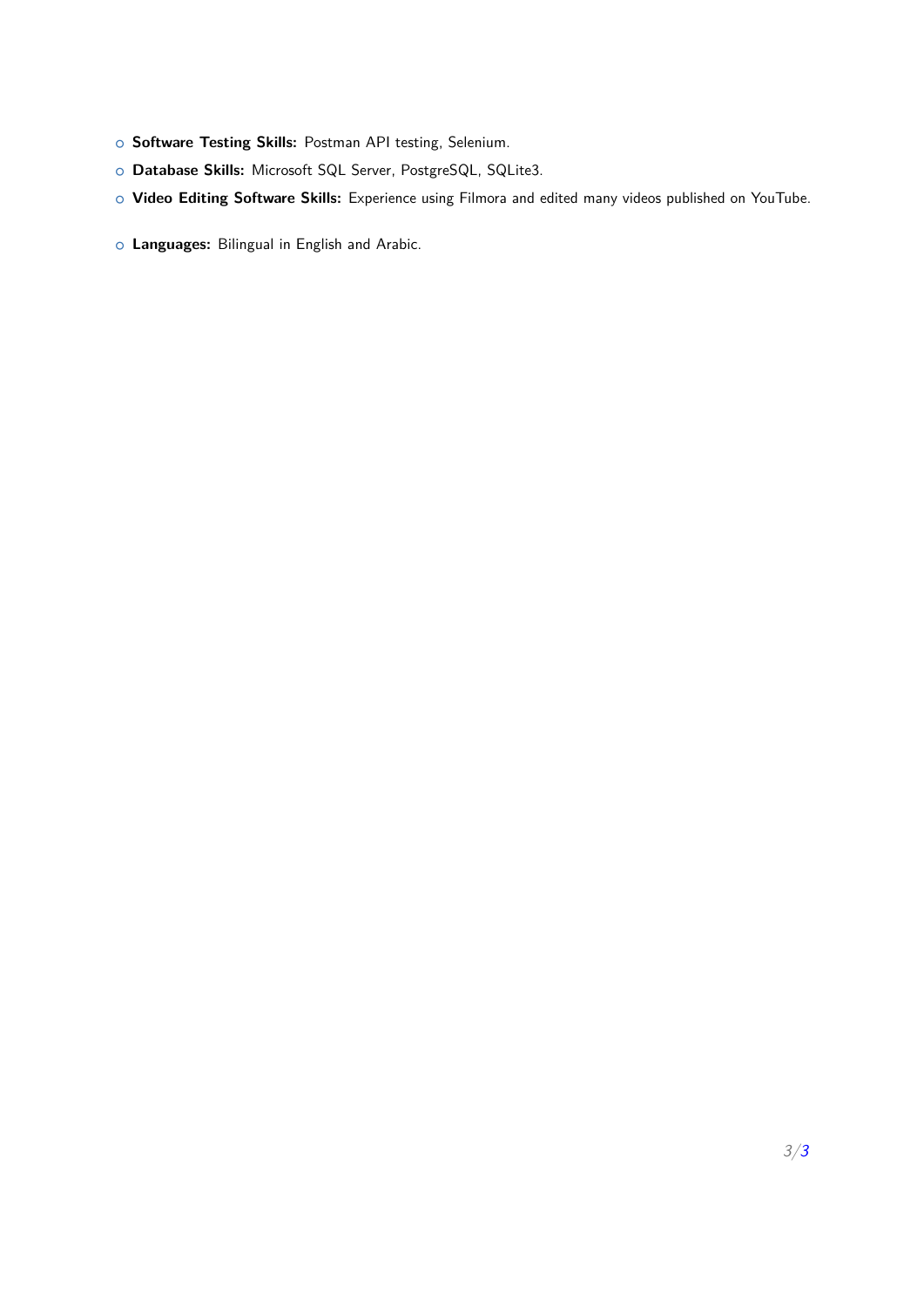- **Software Testing Skills:** Postman API testing, Selenium.
- **Database Skills:** Microsoft SQL Server, PostgreSQL, SQLite3.
- **Video Editing Software Skills:** Experience using Filmora and edited many videos published on YouTube.
- **Languages:** Bilingual in English and Arabic.